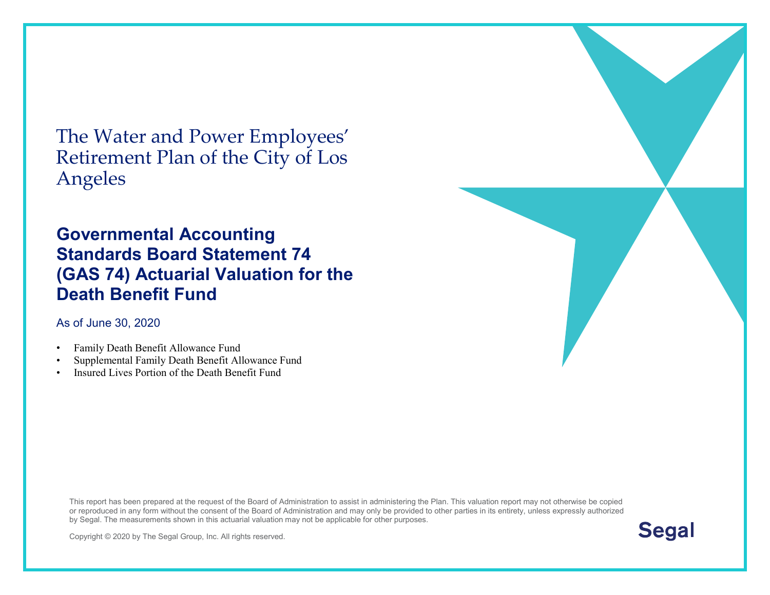# The Water and Power Employees' Retirement Plan of the City of Los Angeles

## Governmental Accounting Standards Board Statement 74 (GAS 74) Actuarial Valuation for the Death Benefit Fund

As of June 30, 2020

- Family Death Benefit Allowance Fund
- Supplemental Family Death Benefit Allowance Fund
- Insured Lives Portion of the Death Benefit Fund

This report has been prepared at the request of the Board of Administration to assist in administering the Plan. This valuation report may not otherwise be copied or reproduced in any form without the consent of the Board of Administration and may only be provided to other parties in its entirety, unless expressly authorized by Segal. The measurements shown in this actuarial valuation may not be applicable for other purposes.

Copyright © 2020 by The Segal Group, Inc. All rights reserved.

Segal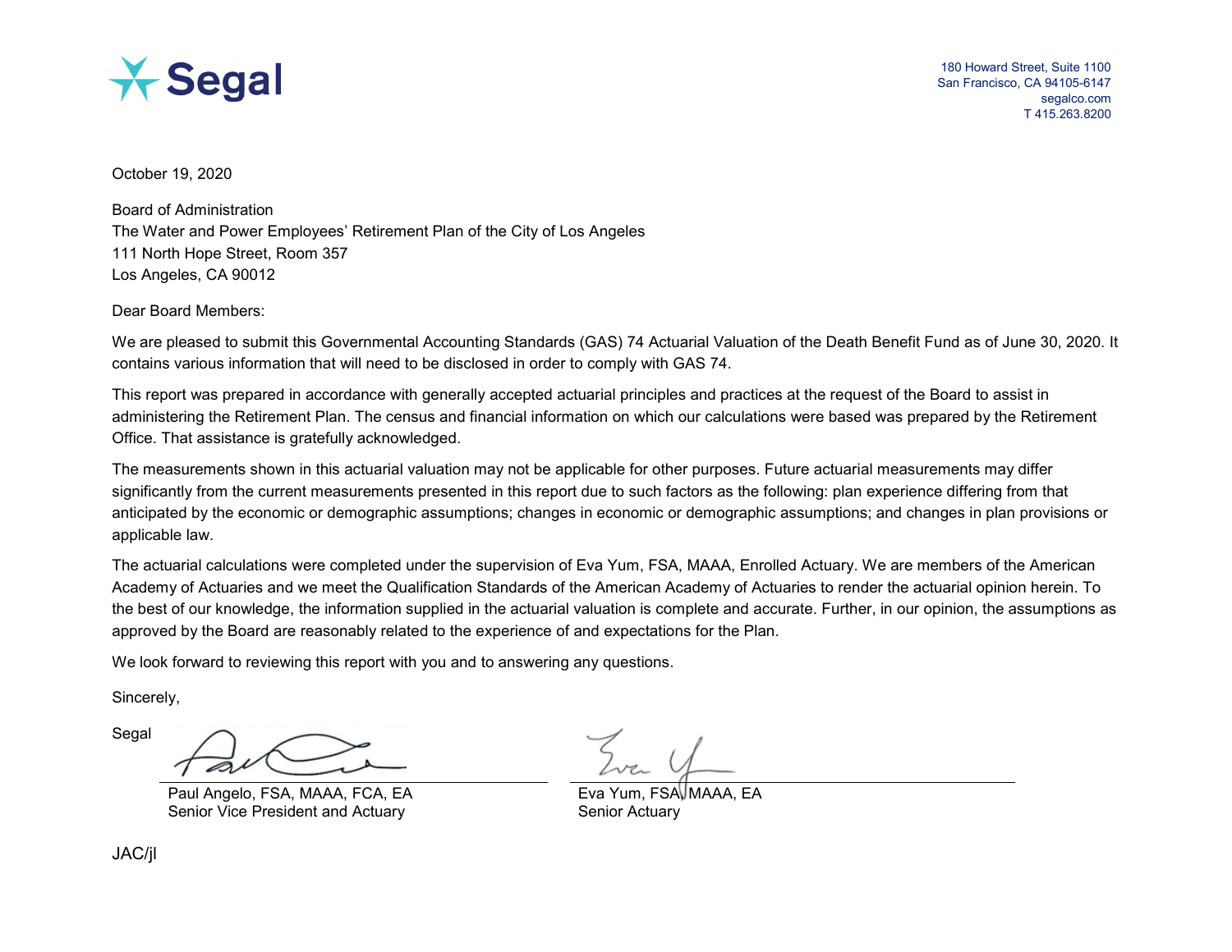Segal

180 Howard Street, Suite 1100
San Francisco, CA 94105-6147
segalco.com
T 415.263.8200

October 19, 2020

Board of Administration
The Water and Power Employees' Retirement Plan of the City of Los Angeles
111 North Hope Street, Room 357
Los Angeles, CA 90012

Dear Board Members:

We are pleased to submit this Governmental Accounting Standards (GAS) 74 Actuarial Valuation of the Death Benefit Fund as of June 30, 2020. It contains various information that will need to be disclosed in order to comply with GAS 74.

This report was prepared in accordance with generally accepted actuarial principles and practices at the request of the Board to assist in administering the Retirement Plan. The census and financial information on which our calculations were based was prepared by the Retirement Office. That assistance is gratefully acknowledged.

The measurements shown in this actuarial valuation may not be applicable for other purposes. Future actuarial measurements may differ significantly from the current measurements presented in this report due to such factors as the following: plan experience differing from that anticipated by the economic or demographic assumptions; changes in economic or demographic assumptions; and changes in plan provisions or applicable law.

The actuarial calculations were completed under the supervision of Eva Yum, FSA, MAAA, Enrolled Actuary. We are members of the American Academy of Actuaries and we meet the Qualification Standards of the American Academy of Actuaries to render the actuarial opinion herein. To the best of our knowledge, the information supplied in the actuarial valuation is complete and accurate. Further, in our opinion, the assumptions as approved by the Board are reasonably related to the experience of and expectations for the Plan.

We look forward to reviewing this report with you and to answering any questions.

Sincerely,

Segal

Paul Angelo, FSA, MAAA, FCA, EA
Senior Vice President and Actuary

Eva Yum, FSA, MAAA, EA
Senior Actuary

JAC/jl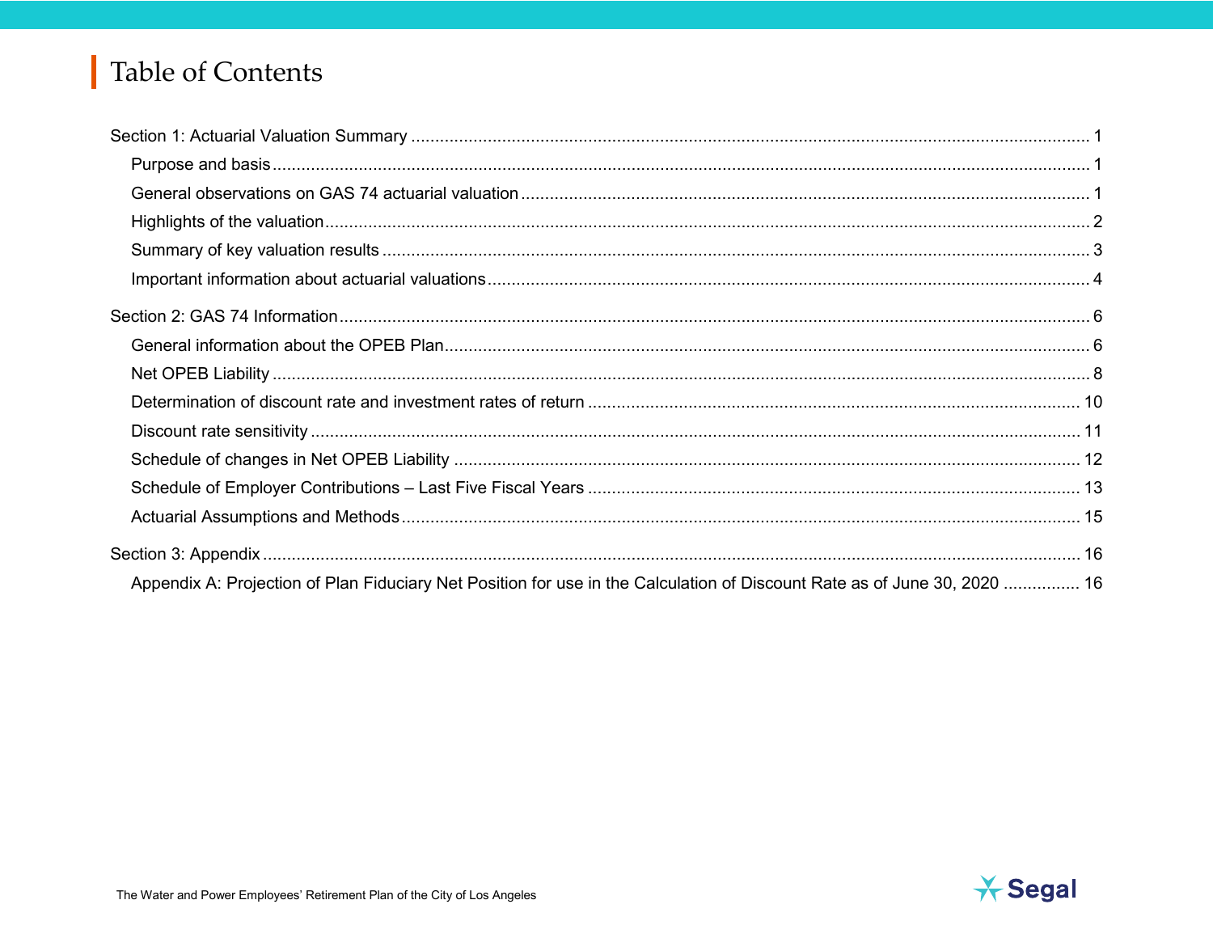# Table of Contents

Section 1: Actuarial Valuation Summary ........ 1

- Purpose and basis ........ 1
- General observations on GAS 74 actuarial valuation ........ 1
- Highlights of the valuation ........ 2
- Summary of key valuation results ........ 3
- Important information about actuarial valuations ........ 4

Section 2: GAS 74 Information ........ 6

- General information about the OPEB Plan ........ 6
- Net OPEB Liability ........ 8
- Determination of discount rate and investment rates of return ........ 10
- Discount rate sensitivity ........ 11
- Schedule of changes in Net OPEB Liability ........ 12
- Schedule of Employer Contributions – Last Five Fiscal Years ........ 13
- Actuarial Assumptions and Methods ........ 15

Section 3: Appendix ........ 16

- Appendix A: Projection of Plan Fiduciary Net Position for use in the Calculation of Discount Rate as of June 30, 2020 ........ 16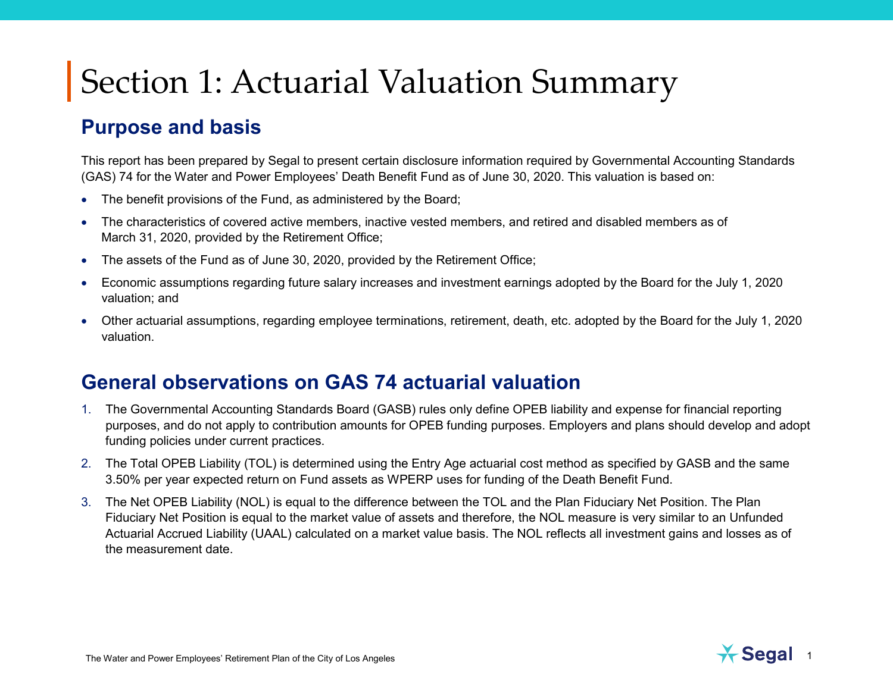# Section 1: Actuarial Valuation Summary

## Purpose and basis

This report has been prepared by Segal to present certain disclosure information required by Governmental Accounting Standards (GAS) 74 for the Water and Power Employees' Death Benefit Fund as of June 30, 2020. This valuation is based on:

- The benefit provisions of the Fund, as administered by the Board;
- The characteristics of covered active members, inactive vested members, and retired and disabled members as of March 31, 2020, provided by the Retirement Office;
- The assets of the Fund as of June 30, 2020, provided by the Retirement Office;
- Economic assumptions regarding future salary increases and investment earnings adopted by the Board for the July 1, 2020 valuation; and
- Other actuarial assumptions, regarding employee terminations, retirement, death, etc. adopted by the Board for the July 1, 2020 valuation.

## General observations on GAS 74 actuarial valuation

1. The Governmental Accounting Standards Board (GASB) rules only define OPEB liability and expense for financial reporting purposes, and do not apply to contribution amounts for OPEB funding purposes. Employers and plans should develop and adopt funding policies under current practices.
2. The Total OPEB Liability (TOL) is determined using the Entry Age actuarial cost method as specified by GASB and the same 3.50% per year expected return on Fund assets as WPERP uses for funding of the Death Benefit Fund.
3. The Net OPEB Liability (NOL) is equal to the difference between the TOL and the Plan Fiduciary Net Position. The Plan Fiduciary Net Position is equal to the market value of assets and therefore, the NOL measure is very similar to an Unfunded Actuarial Accrued Liability (UAAL) calculated on a market value basis. The NOL reflects all investment gains and losses as of the measurement date.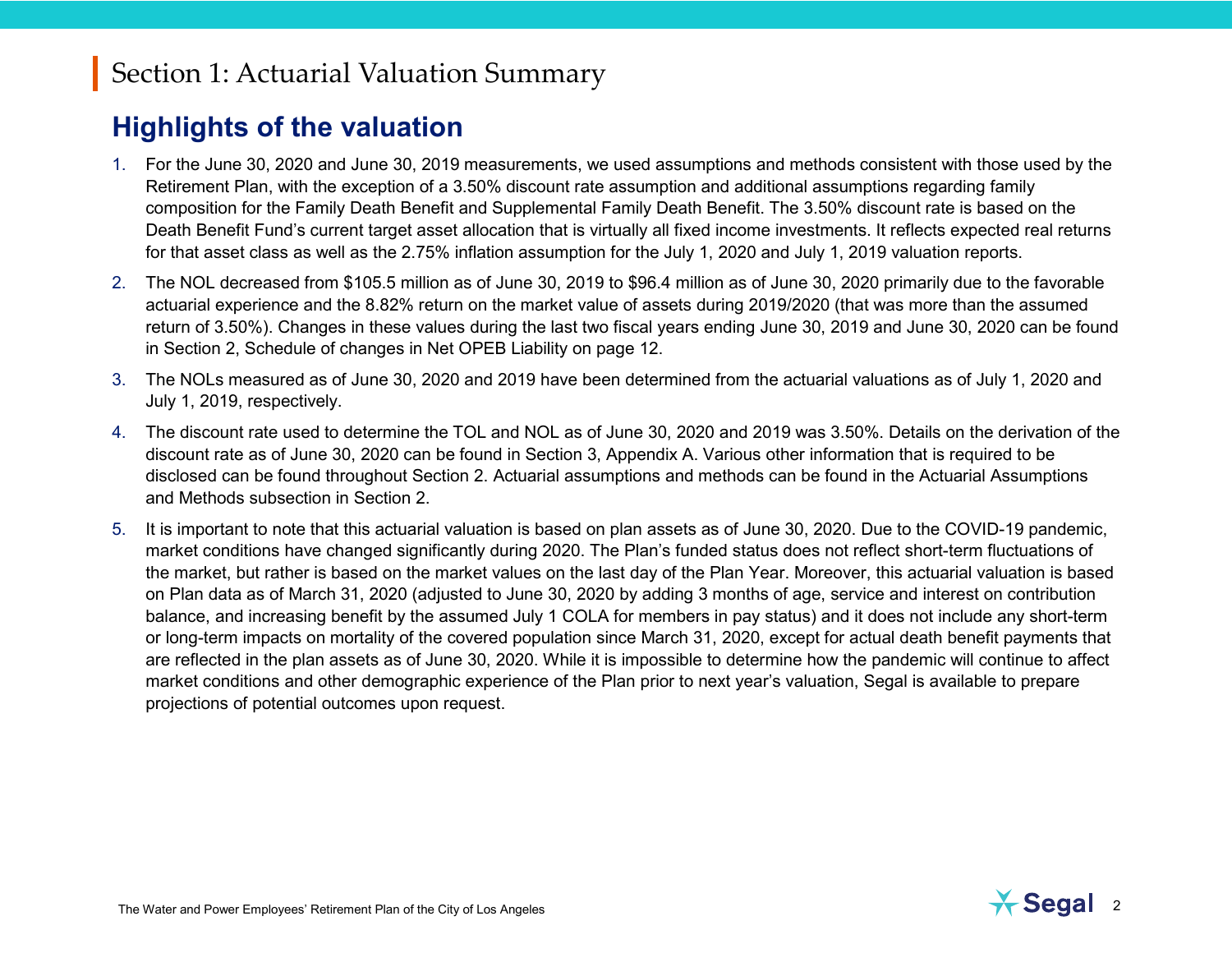# Section 1: Actuarial Valuation Summary

## Highlights of the valuation

1. For the June 30, 2020 and June 30, 2019 measurements, we used assumptions and methods consistent with those used by the Retirement Plan, with the exception of a 3.50% discount rate assumption and additional assumptions regarding family composition for the Family Death Benefit and Supplemental Family Death Benefit. The 3.50% discount rate is based on the Death Benefit Fund's current target asset allocation that is virtually all fixed income investments. It reflects expected real returns for that asset class as well as the 2.75% inflation assumption for the July 1, 2020 and July 1, 2019 valuation reports.
2. The NOL decreased from $105.5 million as of June 30, 2019 to $96.4 million as of June 30, 2020 primarily due to the favorable actuarial experience and the 8.82% return on the market value of assets during 2019/2020 (that was more than the assumed return of 3.50%). Changes in these values during the last two fiscal years ending June 30, 2019 and June 30, 2020 can be found in Section 2, Schedule of changes in Net OPEB Liability on page 12.
3. The NOLs measured as of June 30, 2020 and 2019 have been determined from the actuarial valuations as of July 1, 2020 and July 1, 2019, respectively.
4. The discount rate used to determine the TOL and NOL as of June 30, 2020 and 2019 was 3.50%. Details on the derivation of the discount rate as of June 30, 2020 can be found in Section 3, Appendix A. Various other information that is required to be disclosed can be found throughout Section 2. Actuarial assumptions and methods can be found in the Actuarial Assumptions and Methods subsection in Section 2.
5. It is important to note that this actuarial valuation is based on plan assets as of June 30, 2020. Due to the COVID-19 pandemic, market conditions have changed significantly during 2020. The Plan's funded status does not reflect short-term fluctuations of the market, but rather is based on the market values on the last day of the Plan Year. Moreover, this actuarial valuation is based on Plan data as of March 31, 2020 (adjusted to June 30, 2020 by adding 3 months of age, service and interest on contribution balance, and increasing benefit by the assumed July 1 COLA for members in pay status) and it does not include any short-term or long-term impacts on mortality of the covered population since March 31, 2020, except for actual death benefit payments that are reflected in the plan assets as of June 30, 2020. While it is impossible to determine how the pandemic will continue to affect market conditions and other demographic experience of the Plan prior to next year's valuation, Segal is available to prepare projections of potential outcomes upon request.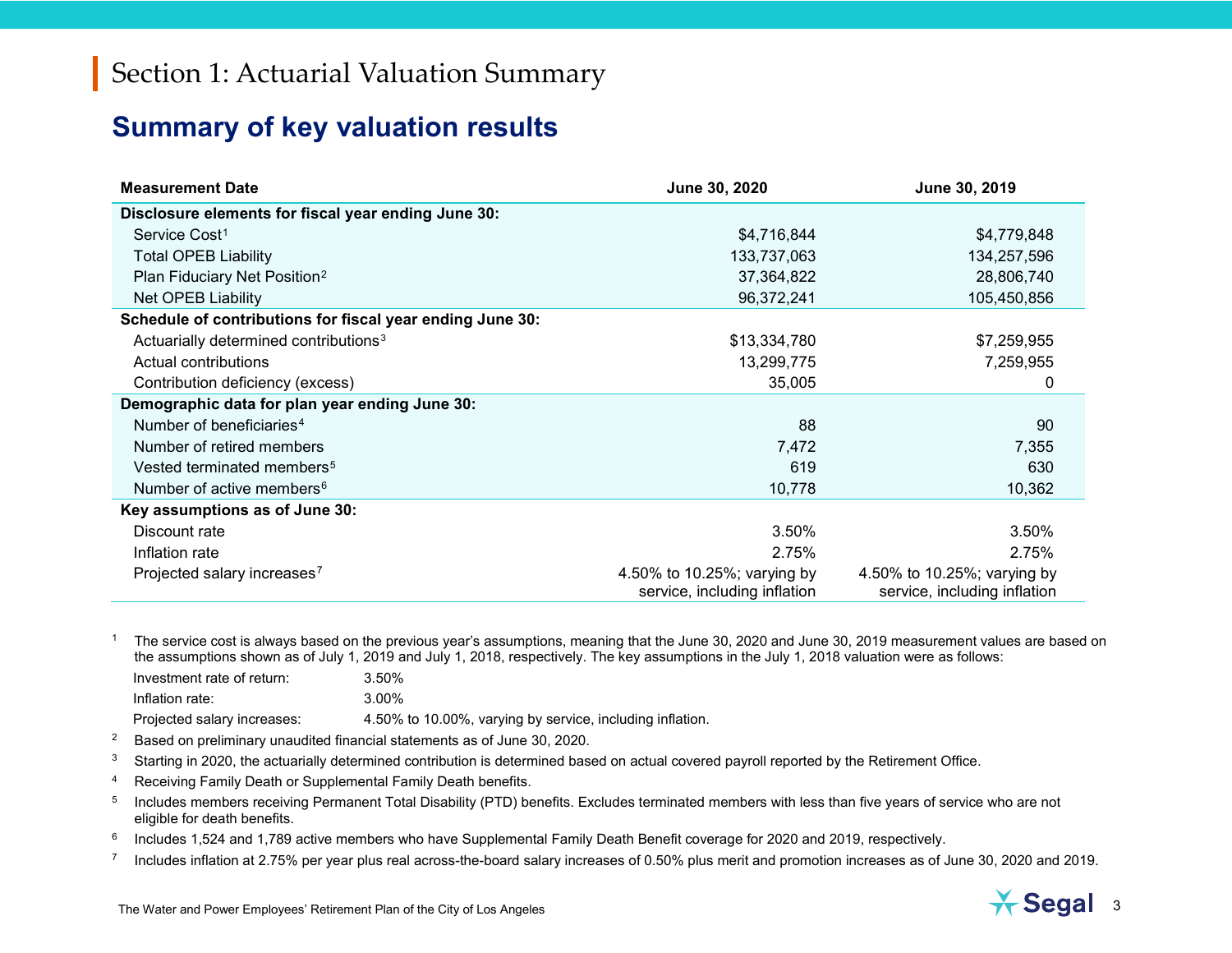# Section 1: Actuarial Valuation Summary

## Summary of key valuation results

| Measurement Date | June 30, 2020 | June 30, 2019 |
|---|---|---|
| **Disclosure elements for fiscal year ending June 30:** | | |
| Service Cost[1] | $4,716,844 | $4,779,848 |
| Total OPEB Liability | 133,737,063 | 134,257,596 |
| Plan Fiduciary Net Position[2] | 37,364,822 | 28,806,740 |
| Net OPEB Liability | 96,372,241 | 105,450,856 |
| **Schedule of contributions for fiscal year ending June 30:** | | |
| Actuarially determined contributions[3] | $13,334,780 | $7,259,955 |
| Actual contributions | 13,299,775 | 7,259,955 |
| Contribution deficiency (excess) | 35,005 | 0 |
| **Demographic data for plan year ending June 30:** | | |
| Number of beneficiaries[4] | 88 | 90 |
| Number of retired members | 7,472 | 7,355 |
| Vested terminated members[5] | 619 | 630 |
| Number of active members[6] | 10,778 | 10,362 |
| **Key assumptions as of June 30:** | | |
| Discount rate | 3.50% | 3.50% |
| Inflation rate | 2.75% | 2.75% |
| Projected salary increases[7] | 4.50% to 10.25%; varying by service, including inflation | 4.50% to 10.25%; varying by service, including inflation |

[1] The service cost is always based on the previous year's assumptions, meaning that the June 30, 2020 and June 30, 2019 measurement values are based on the assumptions shown as of July 1, 2019 and July 1, 2018, respectively. The key assumptions in the July 1, 2018 valuation were as follows:

| | |
|---|---|
| Investment rate of return: | 3.50% |
| Inflation rate: | 3.00% |
| Projected salary increases: | 4.50% to 10.00%, varying by service, including inflation. |

[2] Based on preliminary unaudited financial statements as of June 30, 2020.

[3] Starting in 2020, the actuarially determined contribution is determined based on actual covered payroll reported by the Retirement Office.

[4] Receiving Family Death or Supplemental Family Death benefits.

[5] Includes members receiving Permanent Total Disability (PTD) benefits. Excludes terminated members with less than five years of service who are not eligible for death benefits.

[6] Includes 1,524 and 1,789 active members who have Supplemental Family Death Benefit coverage for 2020 and 2019, respectively.

[7] Includes inflation at 2.75% per year plus real across-the-board salary increases of 0.50% plus merit and promotion increases as of June 30, 2020 and 2019.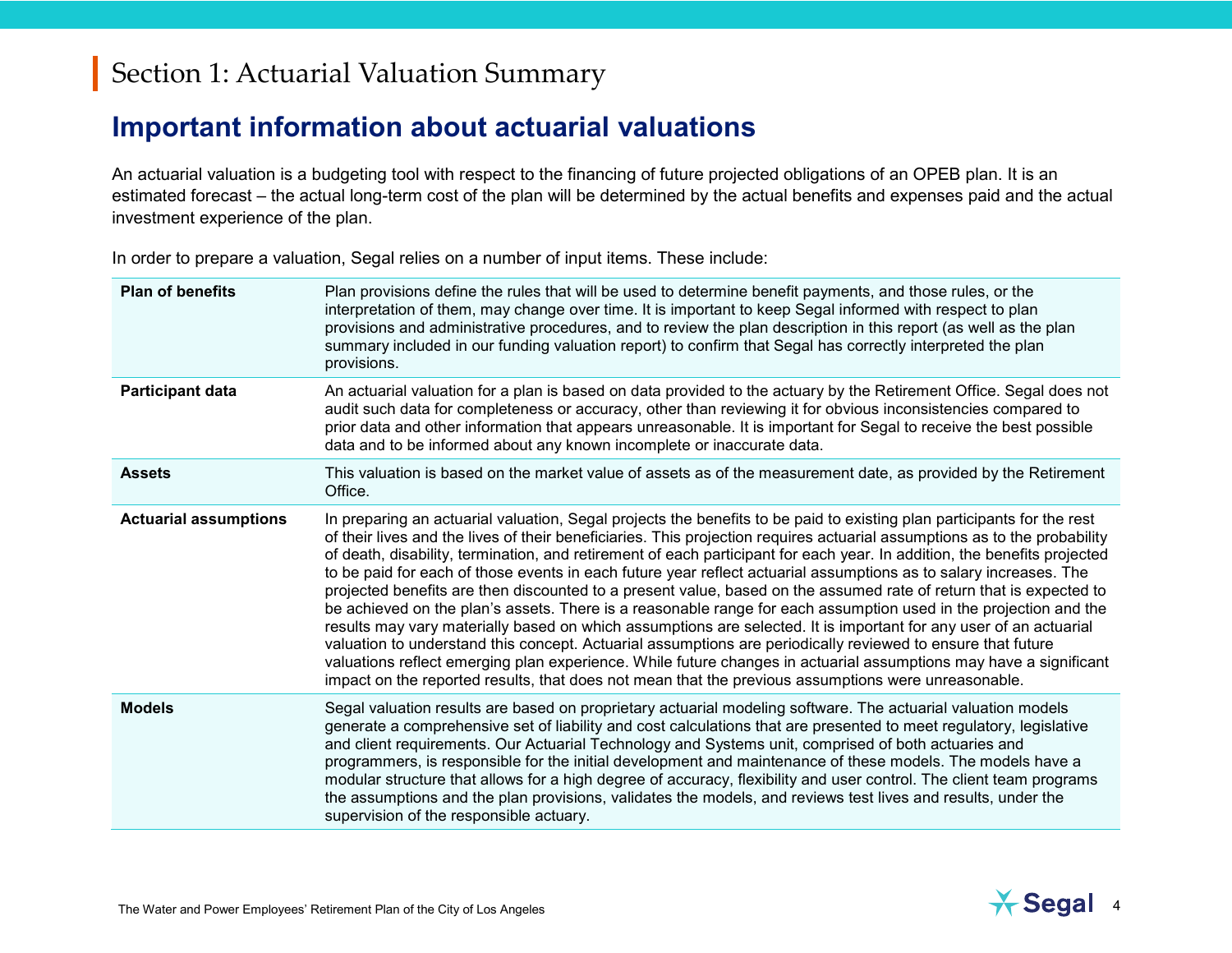# Section 1: Actuarial Valuation Summary

## Important information about actuarial valuations

An actuarial valuation is a budgeting tool with respect to the financing of future projected obligations of an OPEB plan. It is an estimated forecast – the actual long-term cost of the plan will be determined by the actual benefits and expenses paid and the actual investment experience of the plan.

In order to prepare a valuation, Segal relies on a number of input items. These include:

| | |
|---|---|
| **Plan of benefits** | Plan provisions define the rules that will be used to determine benefit payments, and those rules, or the interpretation of them, may change over time. It is important to keep Segal informed with respect to plan provisions and administrative procedures, and to review the plan description in this report (as well as the plan summary included in our funding valuation report) to confirm that Segal has correctly interpreted the plan provisions. |
| **Participant data** | An actuarial valuation for a plan is based on data provided to the actuary by the Retirement Office. Segal does not audit such data for completeness or accuracy, other than reviewing it for obvious inconsistencies compared to prior data and other information that appears unreasonable. It is important for Segal to receive the best possible data and to be informed about any known incomplete or inaccurate data. |
| **Assets** | This valuation is based on the market value of assets as of the measurement date, as provided by the Retirement Office. |
| **Actuarial assumptions** | In preparing an actuarial valuation, Segal projects the benefits to be paid to existing plan participants for the rest of their lives and the lives of their beneficiaries. This projection requires actuarial assumptions as to the probability of death, disability, termination, and retirement of each participant for each year. In addition, the benefits projected to be paid for each of those events in each future year reflect actuarial assumptions as to salary increases. The projected benefits are then discounted to a present value, based on the assumed rate of return that is expected to be achieved on the plan's assets. There is a reasonable range for each assumption used in the projection and the results may vary materially based on which assumptions are selected. It is important for any user of an actuarial valuation to understand this concept. Actuarial assumptions are periodically reviewed to ensure that future valuations reflect emerging plan experience. While future changes in actuarial assumptions may have a significant impact on the reported results, that does not mean that the previous assumptions were unreasonable. |
| **Models** | Segal valuation results are based on proprietary actuarial modeling software. The actuarial valuation models generate a comprehensive set of liability and cost calculations that are presented to meet regulatory, legislative and client requirements. Our Actuarial Technology and Systems unit, comprised of both actuaries and programmers, is responsible for the initial development and maintenance of these models. The models have a modular structure that allows for a high degree of accuracy, flexibility and user control. The client team programs the assumptions and the plan provisions, validates the models, and reviews test lives and results, under the supervision of the responsible actuary. |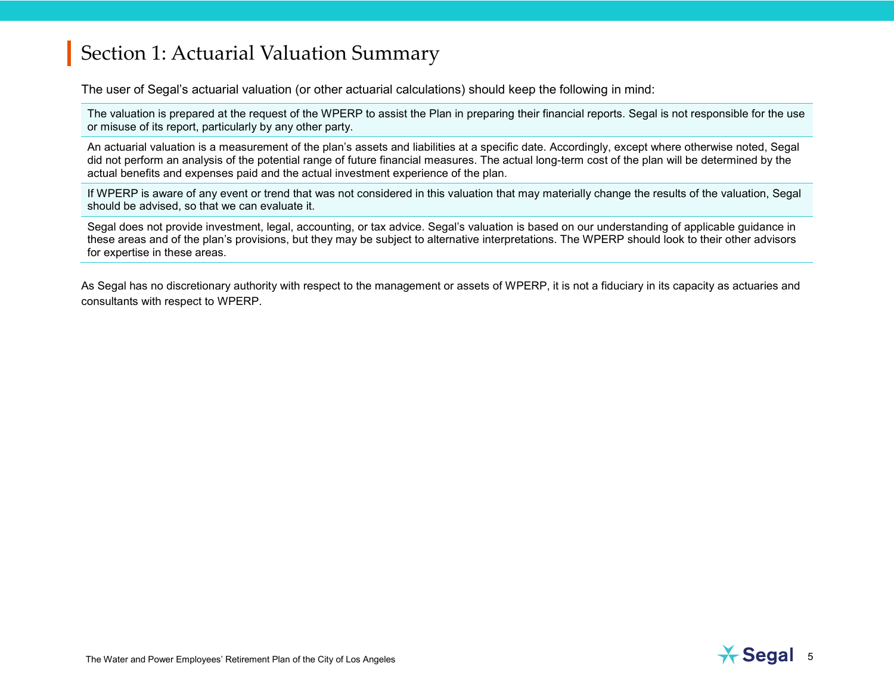# Section 1: Actuarial Valuation Summary

The user of Segal's actuarial valuation (or other actuarial calculations) should keep the following in mind:

| |
|---|
| The valuation is prepared at the request of the WPERP to assist the Plan in preparing their financial reports. Segal is not responsible for the use or misuse of its report, particularly by any other party. |
| An actuarial valuation is a measurement of the plan's assets and liabilities at a specific date. Accordingly, except where otherwise noted, Segal did not perform an analysis of the potential range of future financial measures. The actual long-term cost of the plan will be determined by the actual benefits and expenses paid and the actual investment experience of the plan. |
| If WPERP is aware of any event or trend that was not considered in this valuation that may materially change the results of the valuation, Segal should be advised, so that we can evaluate it. |
| Segal does not provide investment, legal, accounting, or tax advice. Segal's valuation is based on our understanding of applicable guidance in these areas and of the plan's provisions, but they may be subject to alternative interpretations. The WPERP should look to their other advisors for expertise in these areas. |

As Segal has no discretionary authority with respect to the management or assets of WPERP, it is not a fiduciary in its capacity as actuaries and consultants with respect to WPERP.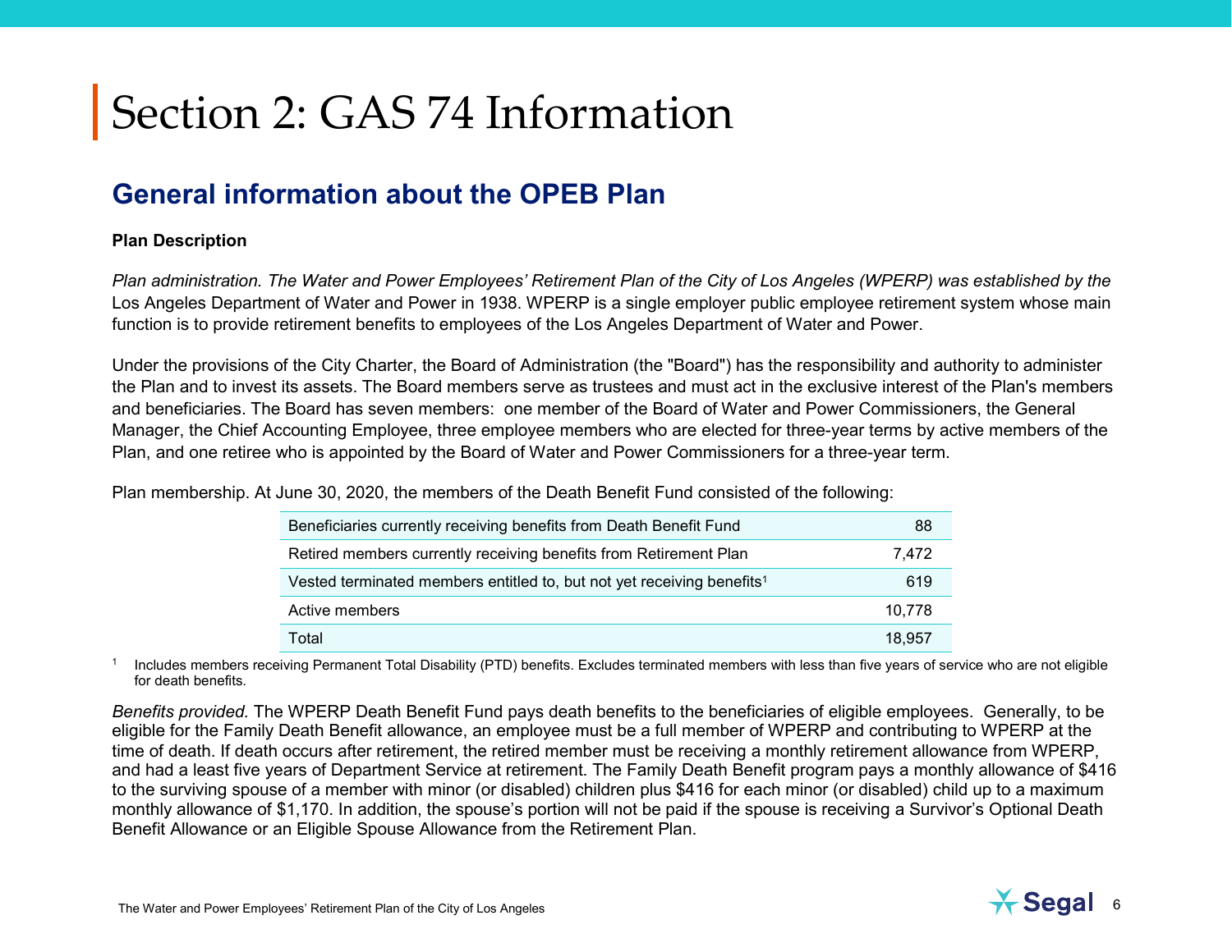# Section 2: GAS 74 Information

## General information about the OPEB Plan

**Plan Description**

*Plan administration. The Water and Power Employees' Retirement Plan of the City of Los Angeles (WPERP) was established by the* Los Angeles Department of Water and Power in 1938. WPERP is a single employer public employee retirement system whose main function is to provide retirement benefits to employees of the Los Angeles Department of Water and Power.

Under the provisions of the City Charter, the Board of Administration (the "Board") has the responsibility and authority to administer the Plan and to invest its assets. The Board members serve as trustees and must act in the exclusive interest of the Plan's members and beneficiaries. The Board has seven members: one member of the Board of Water and Power Commissioners, the General Manager, the Chief Accounting Employee, three employee members who are elected for three-year terms by active members of the Plan, and one retiree who is appointed by the Board of Water and Power Commissioners for a three-year term.

Plan membership. At June 30, 2020, the members of the Death Benefit Fund consisted of the following:

| | |
|---|---|
| Beneficiaries currently receiving benefits from Death Benefit Fund | 88 |
| Retired members currently receiving benefits from Retirement Plan | 7,472 |
| Vested terminated members entitled to, but not yet receiving benefits[1] | 619 |
| Active members | 10,778 |
| Total | 18,957 |

[1] Includes members receiving Permanent Total Disability (PTD) benefits. Excludes terminated members with less than five years of service who are not eligible for death benefits.

*Benefits provided.* The WPERP Death Benefit Fund pays death benefits to the beneficiaries of eligible employees. Generally, to be eligible for the Family Death Benefit allowance, an employee must be a full member of WPERP and contributing to WPERP at the time of death. If death occurs after retirement, the retired member must be receiving a monthly retirement allowance from WPERP, and had a least five years of Department Service at retirement. The Family Death Benefit program pays a monthly allowance of $416 to the surviving spouse of a member with minor (or disabled) children plus $416 for each minor (or disabled) child up to a maximum monthly allowance of $1,170. In addition, the spouse's portion will not be paid if the spouse is receiving a Survivor's Optional Death Benefit Allowance or an Eligible Spouse Allowance from the Retirement Plan.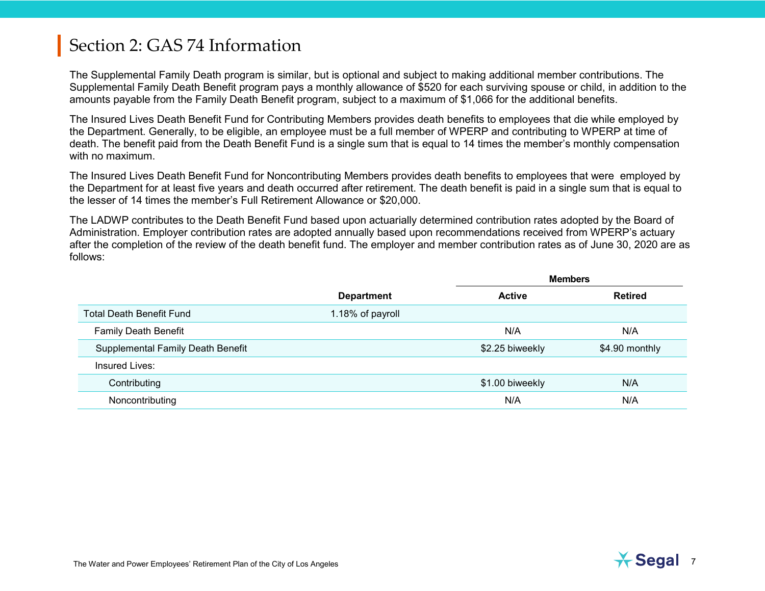## Section 2: GAS 74 Information

The Supplemental Family Death program is similar, but is optional and subject to making additional member contributions. The Supplemental Family Death Benefit program pays a monthly allowance of $520 for each surviving spouse or child, in addition to the amounts payable from the Family Death Benefit program, subject to a maximum of $1,066 for the additional benefits.

The Insured Lives Death Benefit Fund for Contributing Members provides death benefits to employees that die while employed by the Department. Generally, to be eligible, an employee must be a full member of WPERP and contributing to WPERP at time of death. The benefit paid from the Death Benefit Fund is a single sum that is equal to 14 times the member's monthly compensation with no maximum.

The Insured Lives Death Benefit Fund for Noncontributing Members provides death benefits to employees that were employed by the Department for at least five years and death occurred after retirement. The death benefit is paid in a single sum that is equal to the lesser of 14 times the member's Full Retirement Allowance or $20,000.

The LADWP contributes to the Death Benefit Fund based upon actuarially determined contribution rates adopted by the Board of Administration. Employer contribution rates are adopted annually based upon recommendations received from WPERP's actuary after the completion of the review of the death benefit fund. The employer and member contribution rates as of June 30, 2020 are as follows:

| | | Members | |
|---|---|---|---|
| | **Department** | **Active** | **Retired** |
| Total Death Benefit Fund | 1.18% of payroll | | |
| Family Death Benefit | | N/A | N/A |
| Supplemental Family Death Benefit | | $2.25 biweekly | $4.90 monthly |
| Insured Lives: | | | |
| Contributing | | $1.00 biweekly | N/A |
| Noncontributing | | N/A | N/A |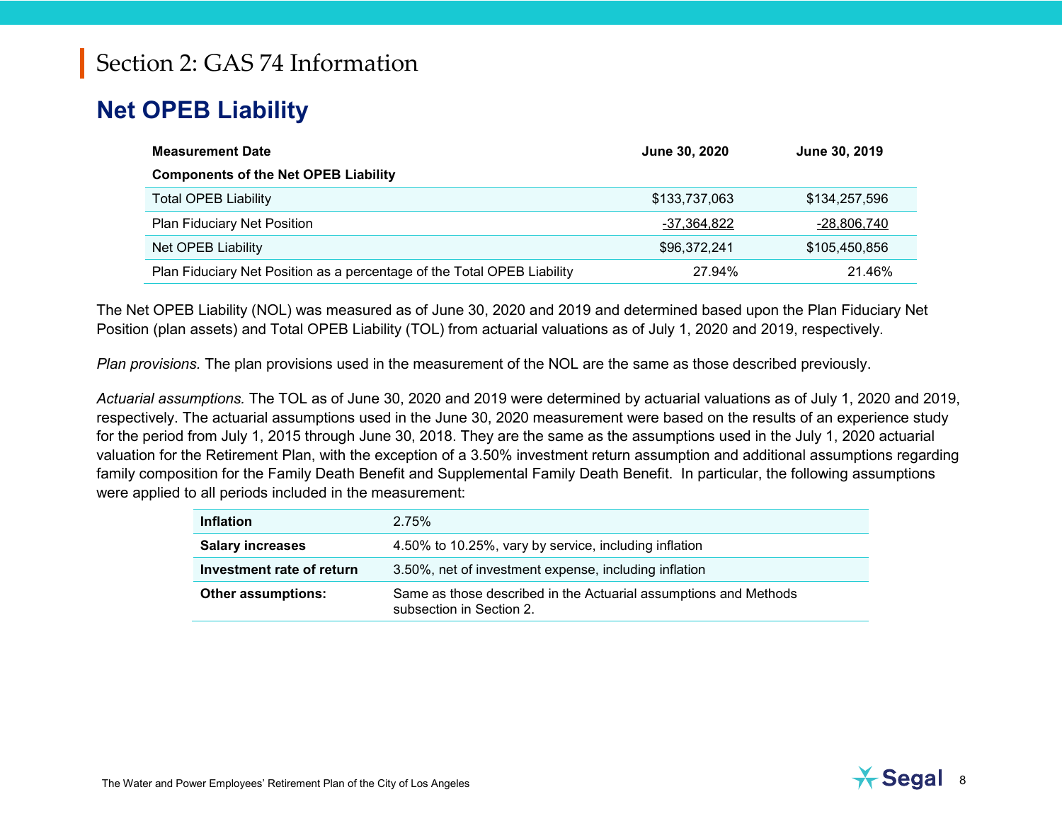# Section 2: GAS 74 Information

## Net OPEB Liability

| Measurement Date | June 30, 2020 | June 30, 2019 |
|---|---|---|
| **Components of the Net OPEB Liability** | | |
| Total OPEB Liability | $133,737,063 | $134,257,596 |
| Plan Fiduciary Net Position | -37,364,822 | -28,806,740 |
| Net OPEB Liability | $96,372,241 | $105,450,856 |
| Plan Fiduciary Net Position as a percentage of the Total OPEB Liability | 27.94% | 21.46% |

The Net OPEB Liability (NOL) was measured as of June 30, 2020 and 2019 and determined based upon the Plan Fiduciary Net Position (plan assets) and Total OPEB Liability (TOL) from actuarial valuations as of July 1, 2020 and 2019, respectively.

*Plan provisions.* The plan provisions used in the measurement of the NOL are the same as those described previously.

*Actuarial assumptions.* The TOL as of June 30, 2020 and 2019 were determined by actuarial valuations as of July 1, 2020 and 2019, respectively. The actuarial assumptions used in the June 30, 2020 measurement were based on the results of an experience study for the period from July 1, 2015 through June 30, 2018. They are the same as the assumptions used in the July 1, 2020 actuarial valuation for the Retirement Plan, with the exception of a 3.50% investment return assumption and additional assumptions regarding family composition for the Family Death Benefit and Supplemental Family Death Benefit. In particular, the following assumptions were applied to all periods included in the measurement:

| | |
|---|---|
| **Inflation** | 2.75% |
| **Salary increases** | 4.50% to 10.25%, vary by service, including inflation |
| **Investment rate of return** | 3.50%, net of investment expense, including inflation |
| **Other assumptions:** | Same as those described in the Actuarial assumptions and Methods subsection in Section 2. |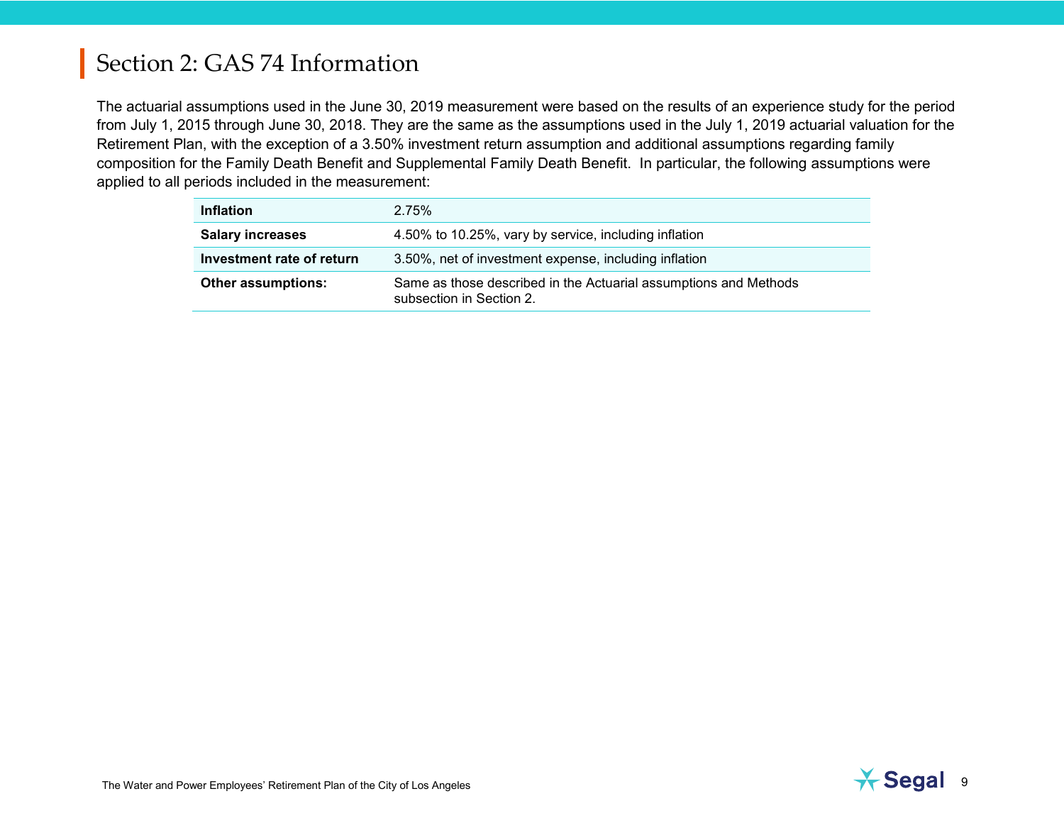# Section 2: GAS 74 Information

The actuarial assumptions used in the June 30, 2019 measurement were based on the results of an experience study for the period from July 1, 2015 through June 30, 2018. They are the same as the assumptions used in the July 1, 2019 actuarial valuation for the Retirement Plan, with the exception of a 3.50% investment return assumption and additional assumptions regarding family composition for the Family Death Benefit and Supplemental Family Death Benefit. In particular, the following assumptions were applied to all periods included in the measurement:

| | |
|---|---|
| **Inflation** | 2.75% |
| **Salary increases** | 4.50% to 10.25%, vary by service, including inflation |
| **Investment rate of return** | 3.50%, net of investment expense, including inflation |
| **Other assumptions:** | Same as those described in the Actuarial assumptions and Methods subsection in Section 2. |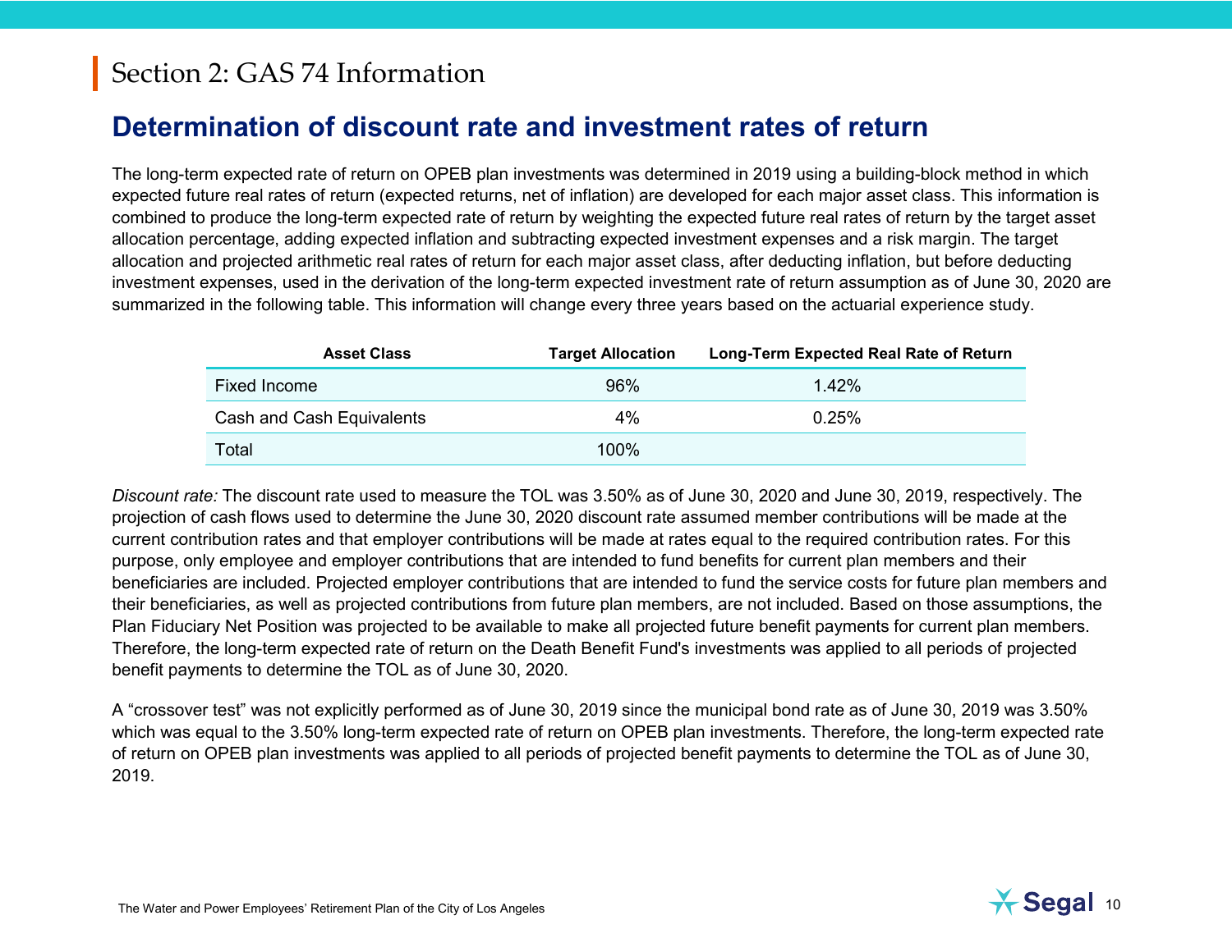# Section 2: GAS 74 Information

## Determination of discount rate and investment rates of return

The long-term expected rate of return on OPEB plan investments was determined in 2019 using a building-block method in which expected future real rates of return (expected returns, net of inflation) are developed for each major asset class. This information is combined to produce the long-term expected rate of return by weighting the expected future real rates of return by the target asset allocation percentage, adding expected inflation and subtracting expected investment expenses and a risk margin. The target allocation and projected arithmetic real rates of return for each major asset class, after deducting inflation, but before deducting investment expenses, used in the derivation of the long-term expected investment rate of return assumption as of June 30, 2020 are summarized in the following table. This information will change every three years based on the actuarial experience study.

| Asset Class | Target Allocation | Long-Term Expected Real Rate of Return |
|---|---|---|
| Fixed Income | 96% | 1.42% |
| Cash and Cash Equivalents | 4% | 0.25% |
| Total | 100% | |

*Discount rate:* The discount rate used to measure the TOL was 3.50% as of June 30, 2020 and June 30, 2019, respectively. The projection of cash flows used to determine the June 30, 2020 discount rate assumed member contributions will be made at the current contribution rates and that employer contributions will be made at rates equal to the required contribution rates. For this purpose, only employee and employer contributions that are intended to fund benefits for current plan members and their beneficiaries are included. Projected employer contributions that are intended to fund the service costs for future plan members and their beneficiaries, as well as projected contributions from future plan members, are not included. Based on those assumptions, the Plan Fiduciary Net Position was projected to be available to make all projected future benefit payments for current plan members. Therefore, the long-term expected rate of return on the Death Benefit Fund's investments was applied to all periods of projected benefit payments to determine the TOL as of June 30, 2020.

A "crossover test" was not explicitly performed as of June 30, 2019 since the municipal bond rate as of June 30, 2019 was 3.50% which was equal to the 3.50% long-term expected rate of return on OPEB plan investments. Therefore, the long-term expected rate of return on OPEB plan investments was applied to all periods of projected benefit payments to determine the TOL as of June 30, 2019.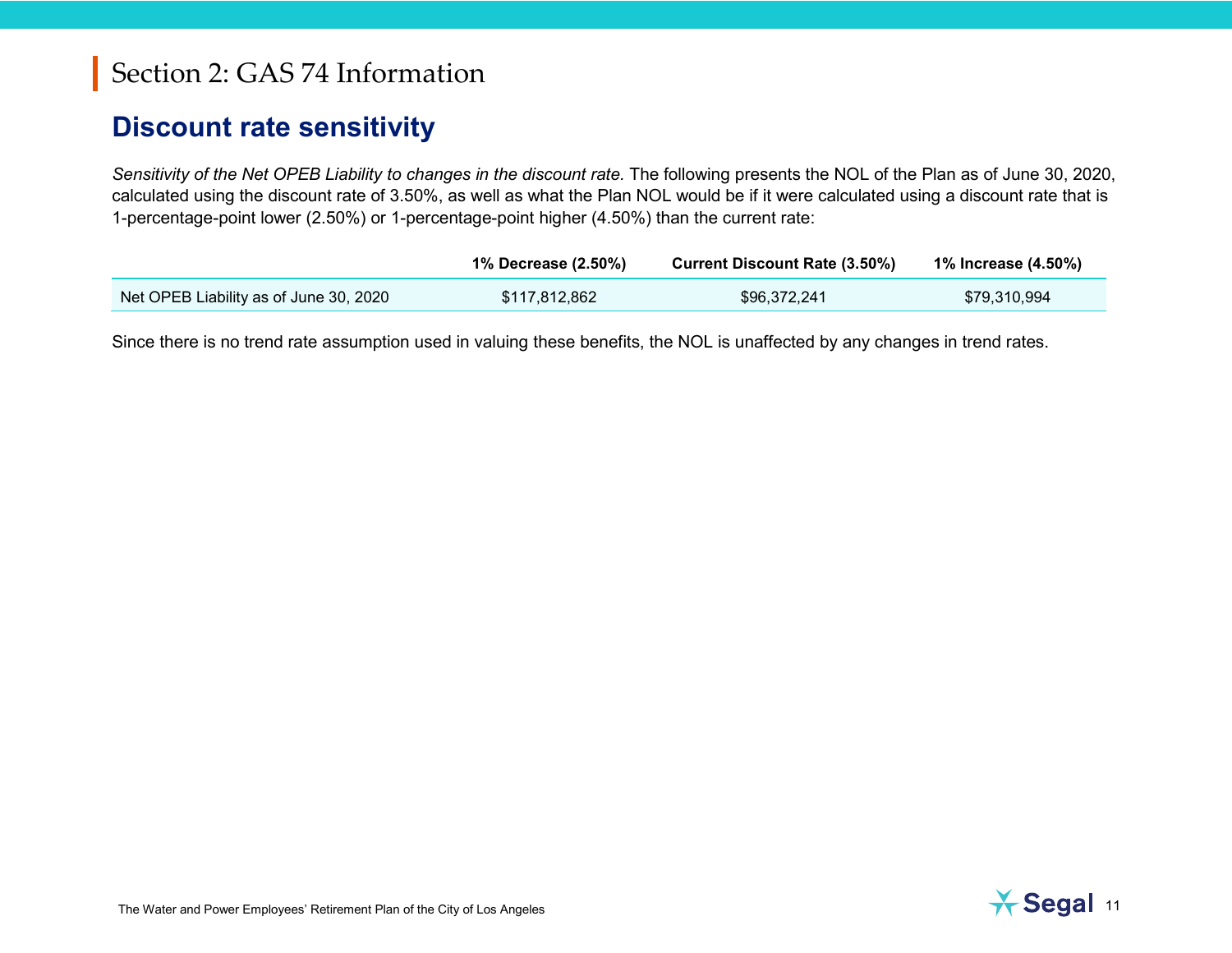# Section 2: GAS 74 Information

## Discount rate sensitivity

*Sensitivity of the Net OPEB Liability to changes in the discount rate.* The following presents the NOL of the Plan as of June 30, 2020, calculated using the discount rate of 3.50%, as well as what the Plan NOL would be if it were calculated using a discount rate that is 1-percentage-point lower (2.50%) or 1-percentage-point higher (4.50%) than the current rate:

| | 1% Decrease (2.50%) | Current Discount Rate (3.50%) | 1% Increase (4.50%) |
|---|---|---|---|
| Net OPEB Liability as of June 30, 2020 | $117,812,862 | $96,372,241 | $79,310,994 |

Since there is no trend rate assumption used in valuing these benefits, the NOL is unaffected by any changes in trend rates.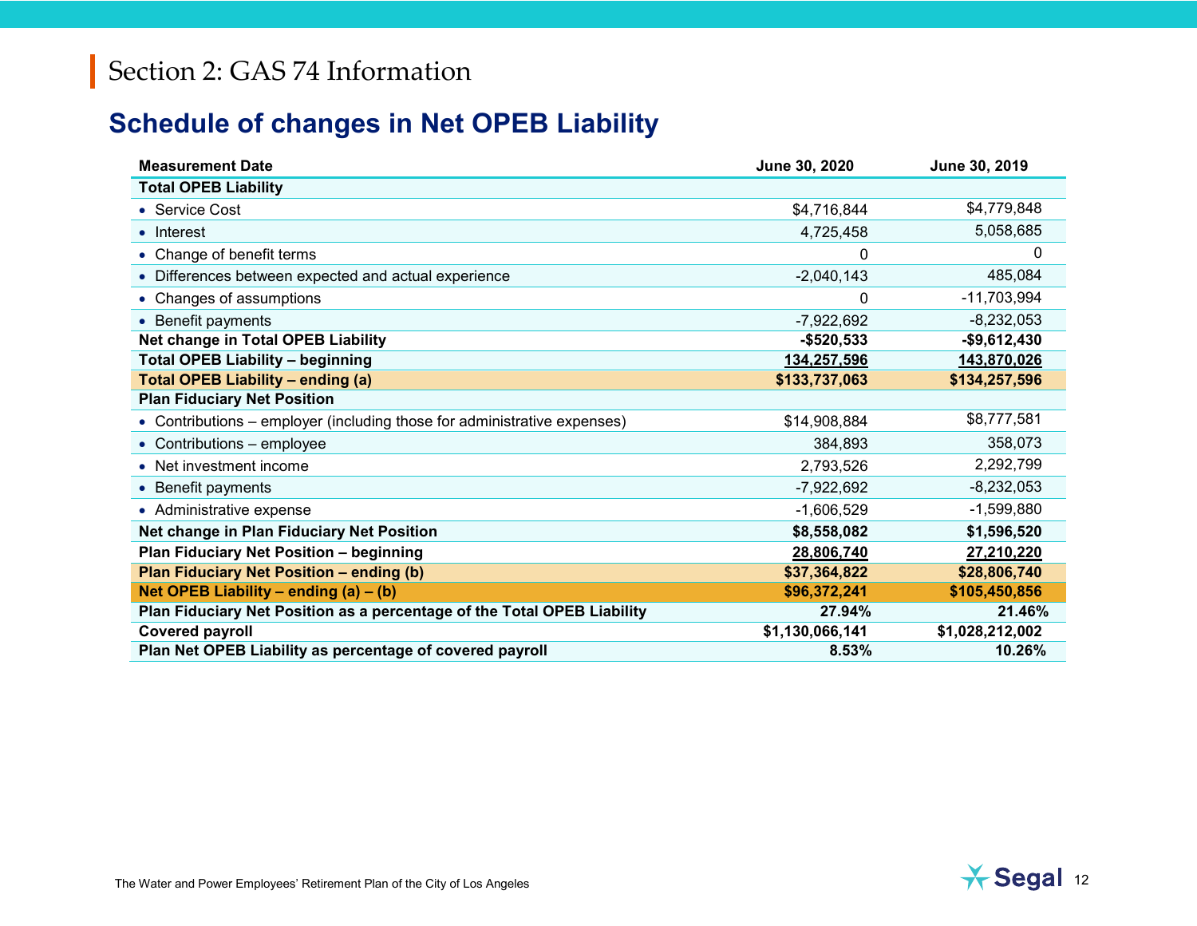# Section 2: GAS 74 Information

## Schedule of changes in Net OPEB Liability

| Measurement Date | June 30, 2020 | June 30, 2019 |
|---|---|---|
| **Total OPEB Liability** | | |
| • Service Cost | $4,716,844 | $4,779,848 |
| • Interest | 4,725,458 | 5,058,685 |
| • Change of benefit terms | 0 | 0 |
| • Differences between expected and actual experience | -2,040,143 | 485,084 |
| • Changes of assumptions | 0 | -11,703,994 |
| • Benefit payments | -7,922,692 | -8,232,053 |
| **Net change in Total OPEB Liability** | **-$520,533** | **-$9,612,430** |
| **Total OPEB Liability – beginning** | **134,257,596** | **143,870,026** |
| **Total OPEB Liability – ending (a)** | **$133,737,063** | **$134,257,596** |
| **Plan Fiduciary Net Position** | | |
| • Contributions – employer (including those for administrative expenses) | $14,908,884 | $8,777,581 |
| • Contributions – employee | 384,893 | 358,073 |
| • Net investment income | 2,793,526 | 2,292,799 |
| • Benefit payments | -7,922,692 | -8,232,053 |
| • Administrative expense | -1,606,529 | -1,599,880 |
| **Net change in Plan Fiduciary Net Position** | **$8,558,082** | **$1,596,520** |
| **Plan Fiduciary Net Position – beginning** | **28,806,740** | **27,210,220** |
| **Plan Fiduciary Net Position – ending (b)** | **$37,364,822** | **$28,806,740** |
| **Net OPEB Liability – ending (a) – (b)** | **$96,372,241** | **$105,450,856** |
| **Plan Fiduciary Net Position as a percentage of the Total OPEB Liability** | **27.94%** | **21.46%** |
| **Covered payroll** | **$1,130,066,141** | **$1,028,212,002** |
| **Plan Net OPEB Liability as percentage of covered payroll** | **8.53%** | **10.26%** |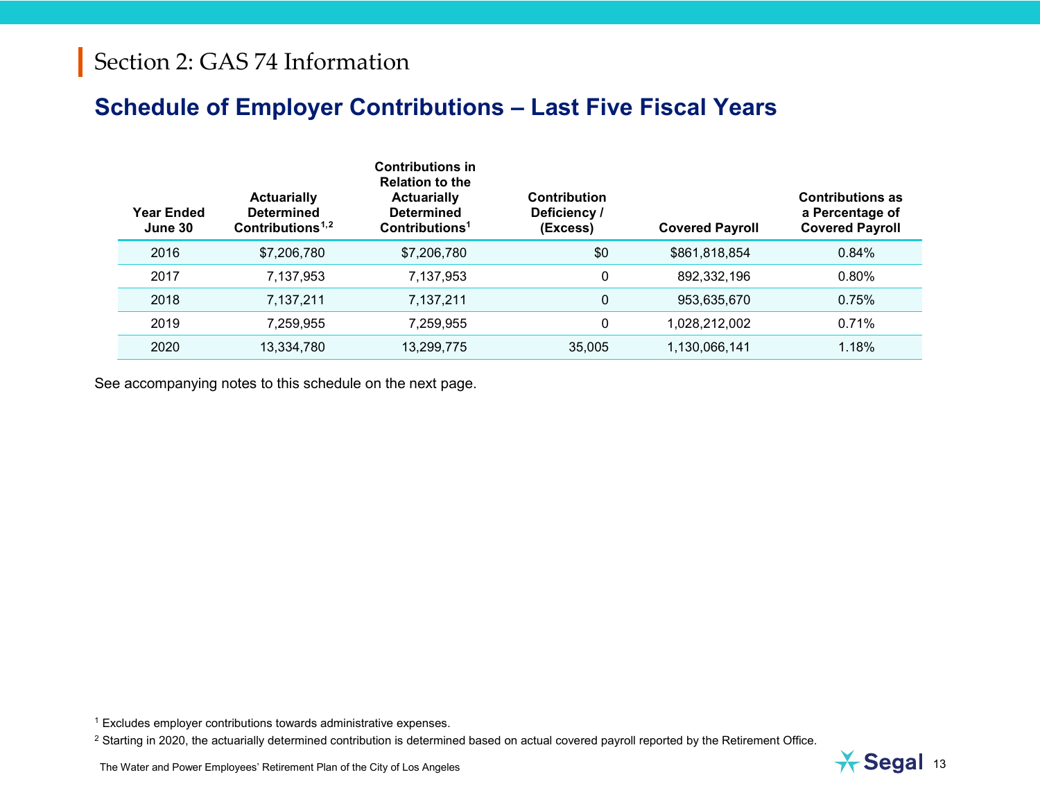# Section 2: GAS 74 Information

## Schedule of Employer Contributions – Last Five Fiscal Years

| Year Ended June 30 | Actuarially Determined Contributions[1,2] | Contributions in Relation to the Actuarially Determined Contributions[1] | Contribution Deficiency / (Excess) | Covered Payroll | Contributions as a Percentage of Covered Payroll |
|---|---|---|---|---|---|
| 2016 | $7,206,780 | $7,206,780 | $0 | $861,818,854 | 0.84% |
| 2017 | 7,137,953 | 7,137,953 | 0 | 892,332,196 | 0.80% |
| 2018 | 7,137,211 | 7,137,211 | 0 | 953,635,670 | 0.75% |
| 2019 | 7,259,955 | 7,259,955 | 0 | 1,028,212,002 | 0.71% |
| 2020 | 13,334,780 | 13,299,775 | 35,005 | 1,130,066,141 | 1.18% |

See accompanying notes to this schedule on the next page.

[1] Excludes employer contributions towards administrative expenses.

[2] Starting in 2020, the actuarially determined contribution is determined based on actual covered payroll reported by the Retirement Office.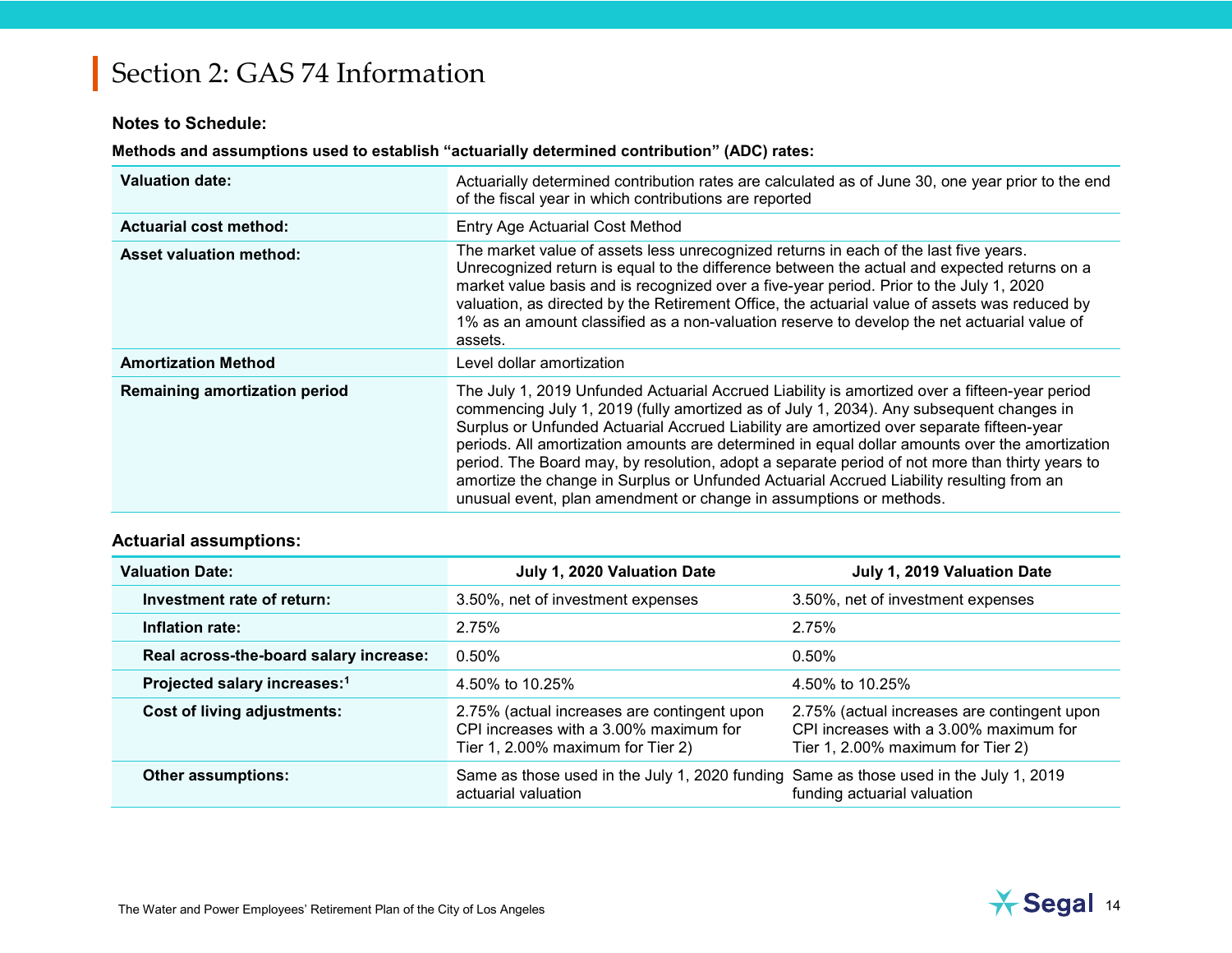# Section 2: GAS 74 Information

**Notes to Schedule:**

**Methods and assumptions used to establish "actuarially determined contribution" (ADC) rates:**

| | |
|---|---|
| **Valuation date:** | Actuarially determined contribution rates are calculated as of June 30, one year prior to the end of the fiscal year in which contributions are reported |
| **Actuarial cost method:** | Entry Age Actuarial Cost Method |
| **Asset valuation method:** | The market value of assets less unrecognized returns in each of the last five years. Unrecognized return is equal to the difference between the actual and expected returns on a market value basis and is recognized over a five-year period. Prior to the July 1, 2020 valuation, as directed by the Retirement Office, the actuarial value of assets was reduced by 1% as an amount classified as a non-valuation reserve to develop the net actuarial value of assets. |
| **Amortization Method** | Level dollar amortization |
| **Remaining amortization period** | The July 1, 2019 Unfunded Actuarial Accrued Liability is amortized over a fifteen-year period commencing July 1, 2019 (fully amortized as of July 1, 2034). Any subsequent changes in Surplus or Unfunded Actuarial Accrued Liability are amortized over separate fifteen-year periods. All amortization amounts are determined in equal dollar amounts over the amortization period. The Board may, by resolution, adopt a separate period of not more than thirty years to amortize the change in Surplus or Unfunded Actuarial Accrued Liability resulting from an unusual event, plan amendment or change in assumptions or methods. |

**Actuarial assumptions:**

| **Valuation Date:** | **July 1, 2020 Valuation Date** | **July 1, 2019 Valuation Date** |
|---|---|---|
| **Investment rate of return:** | 3.50%, net of investment expenses | 3.50%, net of investment expenses |
| **Inflation rate:** | 2.75% | 2.75% |
| **Real across-the-board salary increase:** | 0.50% | 0.50% |
| **Projected salary increases:**[1] | 4.50% to 10.25% | 4.50% to 10.25% |
| **Cost of living adjustments:** | 2.75% (actual increases are contingent upon CPI increases with a 3.00% maximum for Tier 1, 2.00% maximum for Tier 2) | 2.75% (actual increases are contingent upon CPI increases with a 3.00% maximum for Tier 1, 2.00% maximum for Tier 2) |
| **Other assumptions:** | Same as those used in the July 1, 2020 funding actuarial valuation | Same as those used in the July 1, 2019 funding actuarial valuation |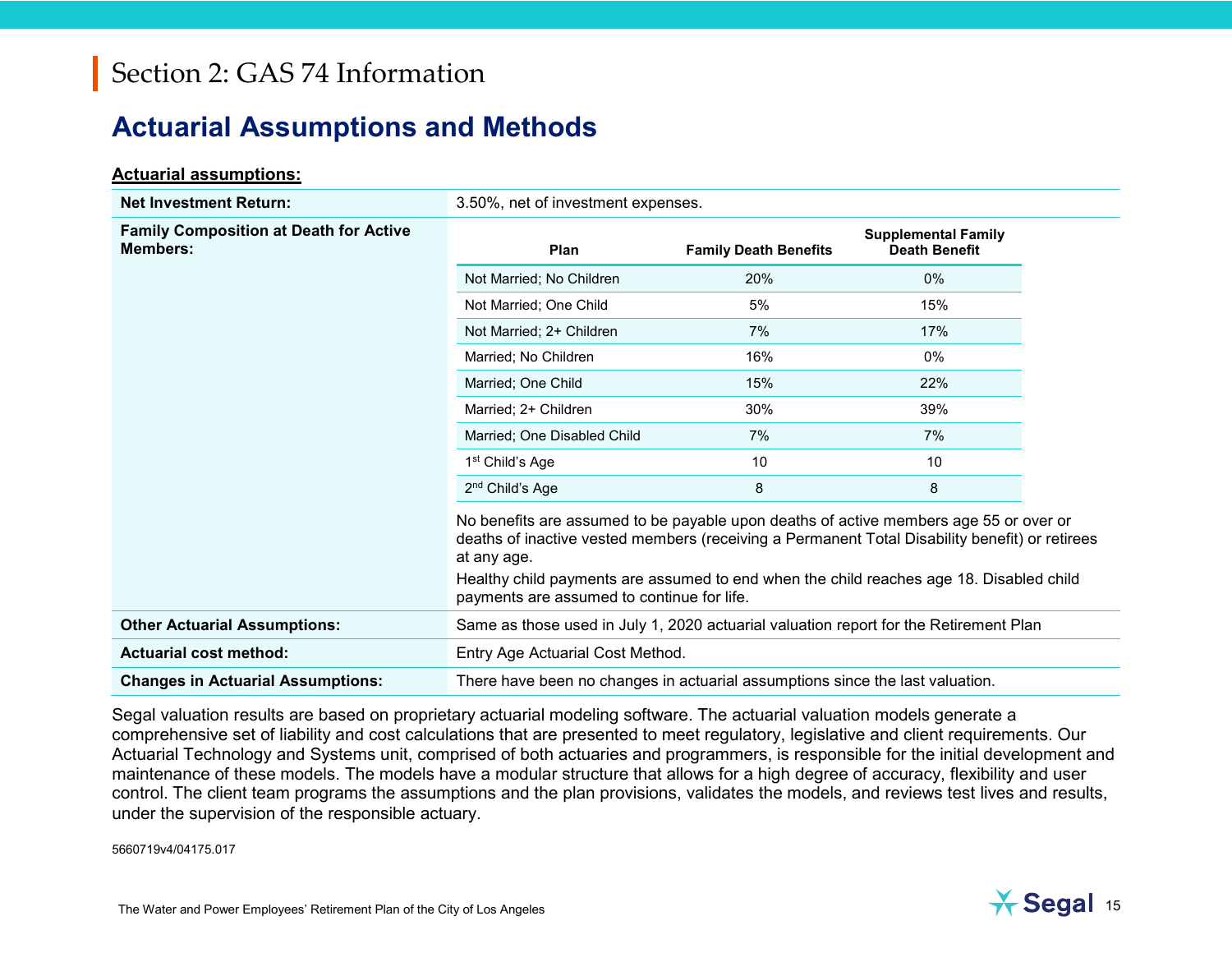# Section 2: GAS 74 Information

## Actuarial Assumptions and Methods

**Actuarial assumptions:**

**Net Investment Return:** 3.50%, net of investment expenses.

**Family Composition at Death for Active Members:**

| Plan | Family Death Benefits | Supplemental Family Death Benefit |
|---|---|---|
| Not Married; No Children | 20% | 0% |
| Not Married; One Child | 5% | 15% |
| Not Married; 2+ Children | 7% | 17% |
| Married; No Children | 16% | 0% |
| Married; One Child | 15% | 22% |
| Married; 2+ Children | 30% | 39% |
| Married; One Disabled Child | 7% | 7% |
| 1st Child's Age | 10 | 10 |
| 2nd Child's Age | 8 | 8 |

No benefits are assumed to be payable upon deaths of active members age 55 or over or deaths of inactive vested members (receiving a Permanent Total Disability benefit) or retirees at any age.

Healthy child payments are assumed to end when the child reaches age 18. Disabled child payments are assumed to continue for life.

**Other Actuarial Assumptions:** Same as those used in July 1, 2020 actuarial valuation report for the Retirement Plan

**Actuarial cost method:** Entry Age Actuarial Cost Method.

**Changes in Actuarial Assumptions:** There have been no changes in actuarial assumptions since the last valuation.

Segal valuation results are based on proprietary actuarial modeling software. The actuarial valuation models generate a comprehensive set of liability and cost calculations that are presented to meet regulatory, legislative and client requirements. Our Actuarial Technology and Systems unit, comprised of both actuaries and programmers, is responsible for the initial development and maintenance of these models. The models have a modular structure that allows for a high degree of accuracy, flexibility and user control. The client team programs the assumptions and the plan provisions, validates the models, and reviews test lives and results, under the supervision of the responsible actuary.

5660719v4/04175.017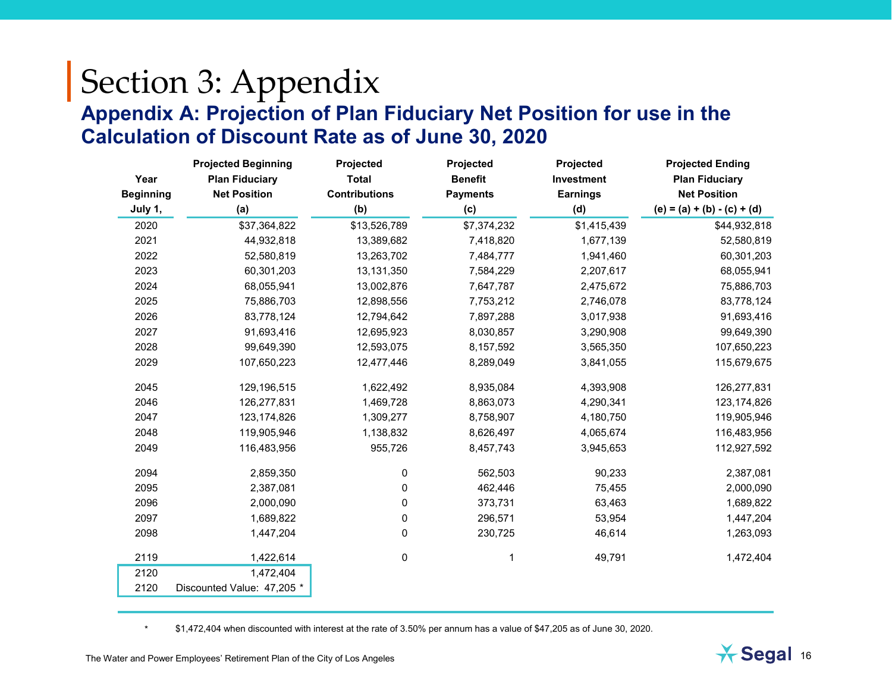# Section 3: Appendix

## Appendix A: Projection of Plan Fiduciary Net Position for use in the Calculation of Discount Rate as of June 30, 2020

| Year Beginning July 1, | Projected Beginning Plan Fiduciary Net Position (a) | Projected Total Contributions (b) | Projected Benefit Payments (c) | Projected Investment Earnings (d) | Projected Ending Plan Fiduciary Net Position (e) = (a) + (b) - (c) + (d) |
|---|---|---|---|---|---|
| 2020 | $37,364,822 | $13,526,789 | $7,374,232 | $1,415,439 | $44,932,818 |
| 2021 | 44,932,818 | 13,389,682 | 7,418,820 | 1,677,139 | 52,580,819 |
| 2022 | 52,580,819 | 13,263,702 | 7,484,777 | 1,941,460 | 60,301,203 |
| 2023 | 60,301,203 | 13,131,350 | 7,584,229 | 2,207,617 | 68,055,941 |
| 2024 | 68,055,941 | 13,002,876 | 7,647,787 | 2,475,672 | 75,886,703 |
| 2025 | 75,886,703 | 12,898,556 | 7,753,212 | 2,746,078 | 83,778,124 |
| 2026 | 83,778,124 | 12,794,642 | 7,897,288 | 3,017,938 | 91,693,416 |
| 2027 | 91,693,416 | 12,695,923 | 8,030,857 | 3,290,908 | 99,649,390 |
| 2028 | 99,649,390 | 12,593,075 | 8,157,592 | 3,565,350 | 107,650,223 |
| 2029 | 107,650,223 | 12,477,446 | 8,289,049 | 3,841,055 | 115,679,675 |
| 2045 | 129,196,515 | 1,622,492 | 8,935,084 | 4,393,908 | 126,277,831 |
| 2046 | 126,277,831 | 1,469,728 | 8,863,073 | 4,290,341 | 123,174,826 |
| 2047 | 123,174,826 | 1,309,277 | 8,758,907 | 4,180,750 | 119,905,946 |
| 2048 | 119,905,946 | 1,138,832 | 8,626,497 | 4,065,674 | 116,483,956 |
| 2049 | 116,483,956 | 955,726 | 8,457,743 | 3,945,653 | 112,927,592 |
| 2094 | 2,859,350 | 0 | 562,503 | 90,233 | 2,387,081 |
| 2095 | 2,387,081 | 0 | 462,446 | 75,455 | 2,000,090 |
| 2096 | 2,000,090 | 0 | 373,731 | 63,463 | 1,689,822 |
| 2097 | 1,689,822 | 0 | 296,571 | 53,954 | 1,447,204 |
| 2098 | 1,447,204 | 0 | 230,725 | 46,614 | 1,263,093 |
| 2119 | 1,422,614 | 0 | 1 | 49,791 | 1,472,404 |
| 2120 | 1,472,404 | | | | |
| 2120 | Discounted Value: 47,205 * | | | | |

\* $1,472,404 when discounted with interest at the rate of 3.50% per annum has a value of $47,205 as of June 30, 2020.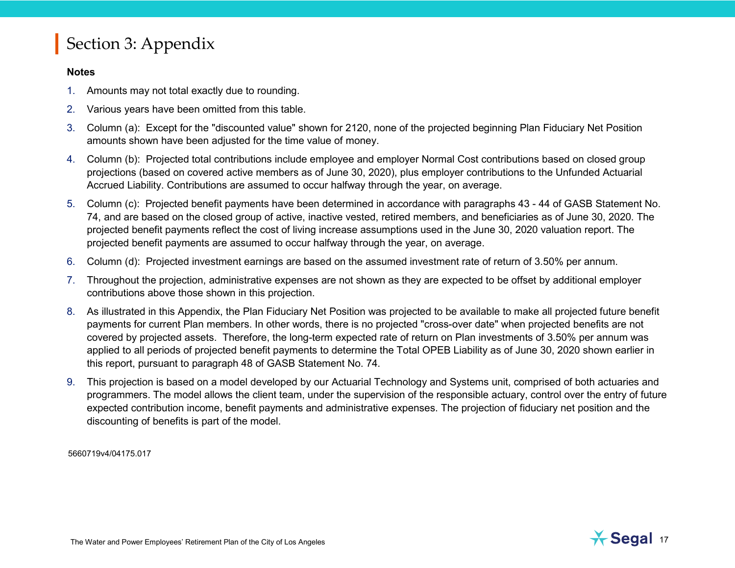# Section 3: Appendix

**Notes**

1. Amounts may not total exactly due to rounding.
2. Various years have been omitted from this table.
3. Column (a): Except for the "discounted value" shown for 2120, none of the projected beginning Plan Fiduciary Net Position amounts shown have been adjusted for the time value of money.
4. Column (b): Projected total contributions include employee and employer Normal Cost contributions based on closed group projections (based on covered active members as of June 30, 2020), plus employer contributions to the Unfunded Actuarial Accrued Liability. Contributions are assumed to occur halfway through the year, on average.
5. Column (c): Projected benefit payments have been determined in accordance with paragraphs 43 - 44 of GASB Statement No. 74, and are based on the closed group of active, inactive vested, retired members, and beneficiaries as of June 30, 2020. The projected benefit payments reflect the cost of living increase assumptions used in the June 30, 2020 valuation report. The projected benefit payments are assumed to occur halfway through the year, on average.
6. Column (d): Projected investment earnings are based on the assumed investment rate of return of 3.50% per annum.
7. Throughout the projection, administrative expenses are not shown as they are expected to be offset by additional employer contributions above those shown in this projection.
8. As illustrated in this Appendix, the Plan Fiduciary Net Position was projected to be available to make all projected future benefit payments for current Plan members. In other words, there is no projected "cross-over date" when projected benefits are not covered by projected assets. Therefore, the long-term expected rate of return on Plan investments of 3.50% per annum was applied to all periods of projected benefit payments to determine the Total OPEB Liability as of June 30, 2020 shown earlier in this report, pursuant to paragraph 48 of GASB Statement No. 74.
9. This projection is based on a model developed by our Actuarial Technology and Systems unit, comprised of both actuaries and programmers. The model allows the client team, under the supervision of the responsible actuary, control over the entry of future expected contribution income, benefit payments and administrative expenses. The projection of fiduciary net position and the discounting of benefits is part of the model.

5660719v4/04175.017